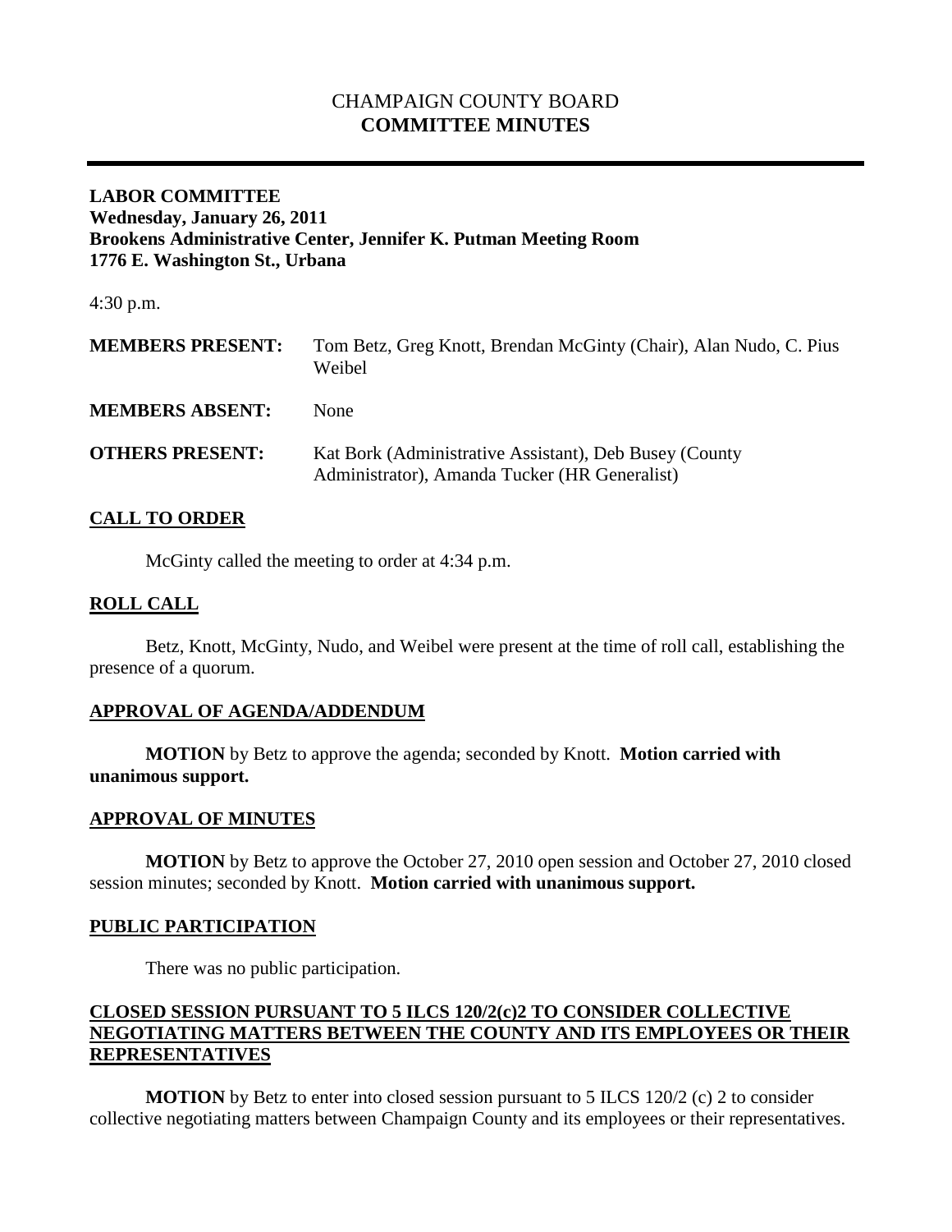# CHAMPAIGN COUNTY BOARD
# **COMMITTEE MINUTES**

---

**LABOR COMMITTEE**
**Wednesday, January 26, 2011**
**Brookens Administrative Center, Jennifer K. Putman Meeting Room**
**1776 E. Washington St., Urbana**

4:30 p.m.

| | |
|---|---|
| **MEMBERS PRESENT:** | Tom Betz, Greg Knott, Brendan McGinty (Chair), Alan Nudo, C. Pius Weibel |
| **MEMBERS ABSENT:** | None |
| **OTHERS PRESENT:** | Kat Bork (Administrative Assistant), Deb Busey (County Administrator), Amanda Tucker (HR Generalist) |

## CALL TO ORDER

McGinty called the meeting to order at 4:34 p.m.

## ROLL CALL

Betz, Knott, McGinty, Nudo, and Weibel were present at the time of roll call, establishing the presence of a quorum.

## APPROVAL OF AGENDA/ADDENDUM

**MOTION** by Betz to approve the agenda; seconded by Knott. **Motion carried with unanimous support.**

## APPROVAL OF MINUTES

**MOTION** by Betz to approve the October 27, 2010 open session and October 27, 2010 closed session minutes; seconded by Knott. **Motion carried with unanimous support.**

## PUBLIC PARTICIPATION

There was no public participation.

## CLOSED SESSION PURSUANT TO 5 ILCS 120/2(c)2 TO CONSIDER COLLECTIVE NEGOTIATING MATTERS BETWEEN THE COUNTY AND ITS EMPLOYEES OR THEIR REPRESENTATIVES

**MOTION** by Betz to enter into closed session pursuant to 5 ILCS 120/2 (c) 2 to consider collective negotiating matters between Champaign County and its employees or their representatives.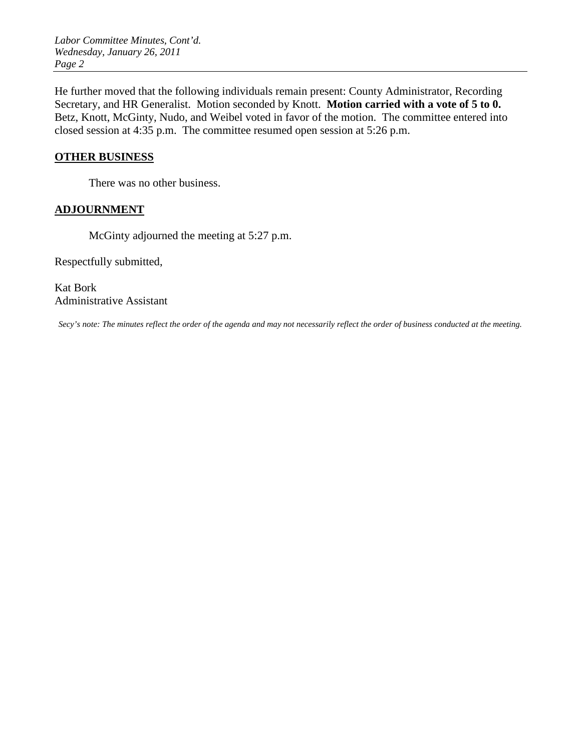He further moved that the following individuals remain present: County Administrator, Recording Secretary, and HR Generalist. Motion seconded by Knott. **Motion carried with a vote of 5 to 0.** Betz, Knott, McGinty, Nudo, and Weibel voted in favor of the motion. The committee entered into closed session at 4:35 p.m. The committee resumed open session at 5:26 p.m.

## OTHER BUSINESS

There was no other business.

## ADJOURNMENT

McGinty adjourned the meeting at 5:27 p.m.

Respectfully submitted,

Kat Bork
Administrative Assistant

*Secy's note: The minutes reflect the order of the agenda and may not necessarily reflect the order of business conducted at the meeting.*